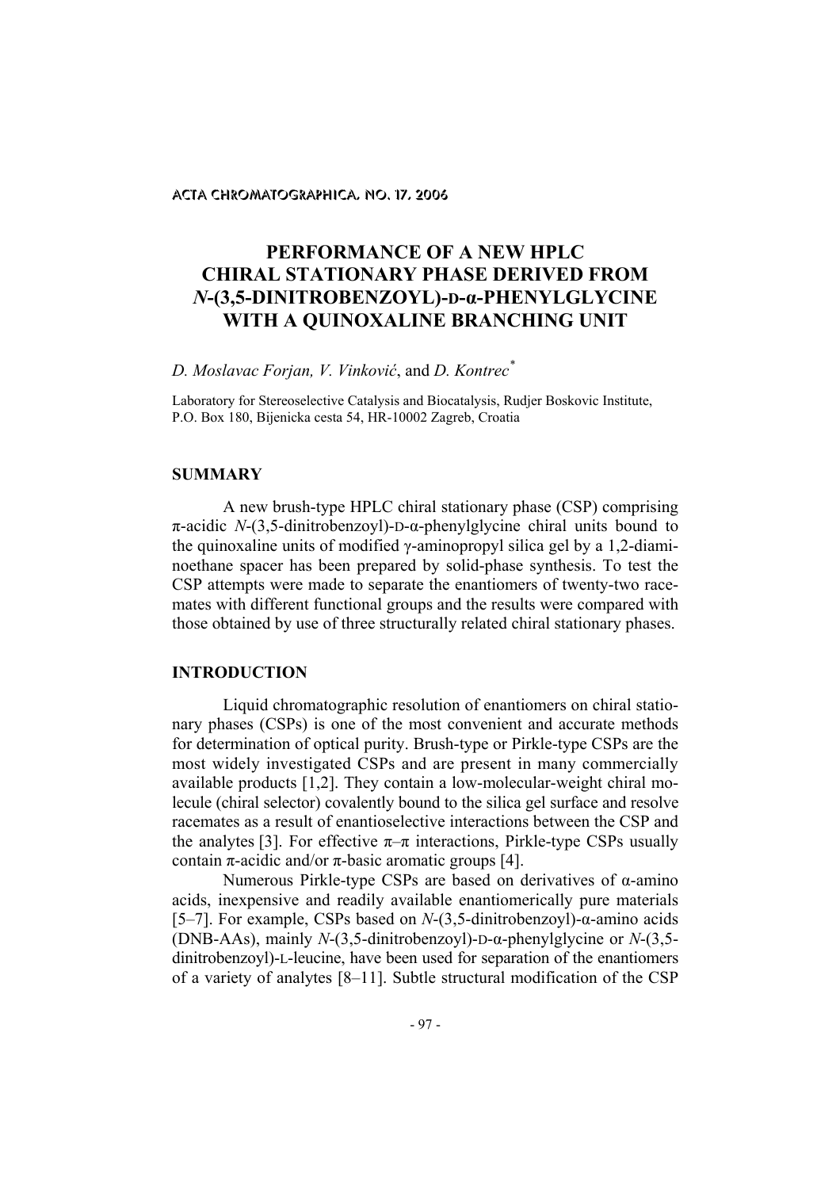# PERFORMANCE OF A NEW HPLC CHIRAL STATIONARY PHASE DERIVED FROM *N*-(3,5-DINITROBENZOYL)-D-α-PHENYLGLYCINE WITH A QUINOXALINE BRANCHING UNIT

*D. Moslavac Forjan, V. Vinković*, and *D. Kontrec*[*]

Laboratory for Stereoselective Catalysis and Biocatalysis, Rudjer Boskovic Institute, P.O. Box 180, Bijenicka cesta 54, HR-10002 Zagreb, Croatia

## SUMMARY

A new brush-type HPLC chiral stationary phase (CSP) comprising π-acidic *N*-(3,5-dinitrobenzoyl)-D-α-phenylglycine chiral units bound to the quinoxaline units of modified γ-aminopropyl silica gel by a 1,2-diaminoethane spacer has been prepared by solid-phase synthesis. To test the CSP attempts were made to separate the enantiomers of twenty-two racemates with different functional groups and the results were compared with those obtained by use of three structurally related chiral stationary phases.

## INTRODUCTION

Liquid chromatographic resolution of enantiomers on chiral stationary phases (CSPs) is one of the most convenient and accurate methods for determination of optical purity. Brush-type or Pirkle-type CSPs are the most widely investigated CSPs and are present in many commercially available products [1,2]. They contain a low-molecular-weight chiral molecule (chiral selector) covalently bound to the silica gel surface and resolve racemates as a result of enantioselective interactions between the CSP and the analytes [3]. For effective π–π interactions, Pirkle-type CSPs usually contain π-acidic and/or π-basic aromatic groups [4].

Numerous Pirkle-type CSPs are based on derivatives of α-amino acids, inexpensive and readily available enantiomerically pure materials [5–7]. For example, CSPs based on *N*-(3,5-dinitrobenzoyl)-α-amino acids (DNB-AAs), mainly *N*-(3,5-dinitrobenzoyl)-D-α-phenylglycine or *N*-(3,5-dinitrobenzoyl)-L-leucine, have been used for separation of the enantiomers of a variety of analytes [8–11]. Subtle structural modification of the CSP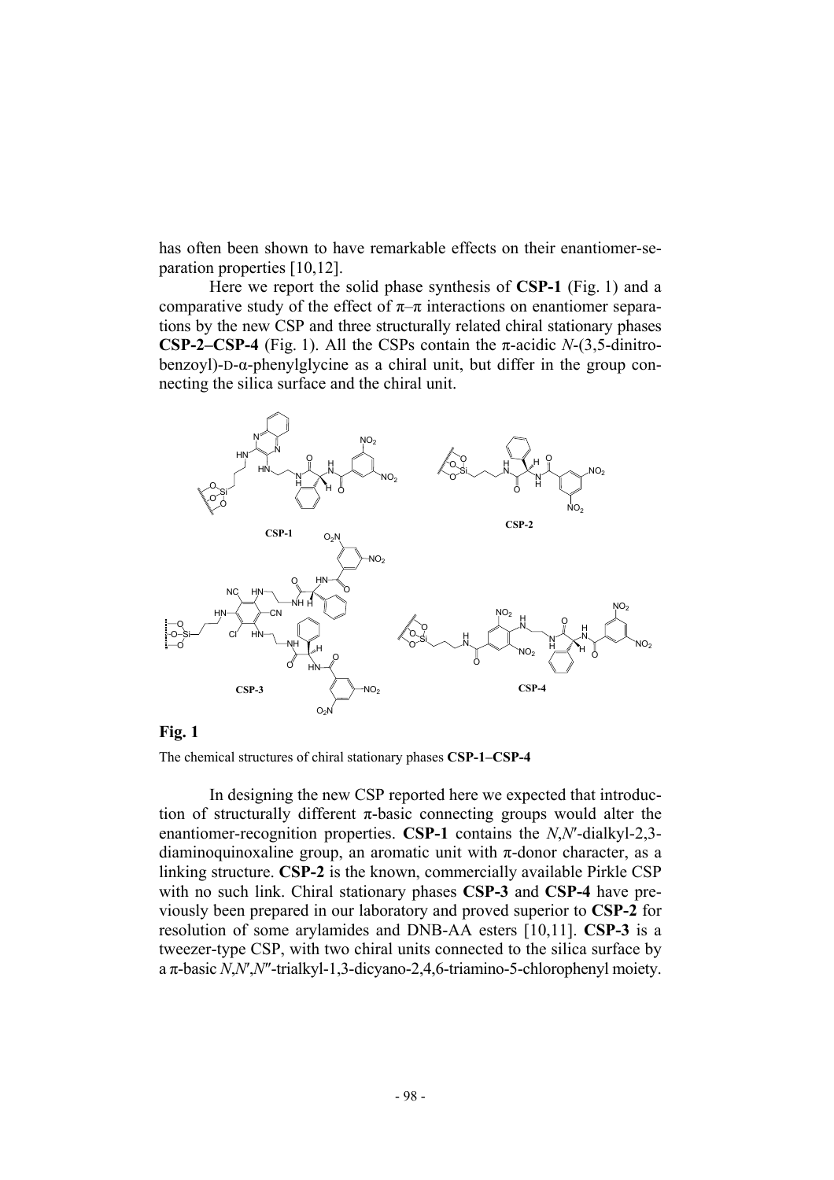has often been shown to have remarkable effects on their enantiomer-separation properties [10,12].

Here we report the solid phase synthesis of **CSP-1** (Fig. 1) and a comparative study of the effect of π–π interactions on enantiomer separations by the new CSP and three structurally related chiral stationary phases **CSP-2**–**CSP-4** (Fig. 1). All the CSPs contain the π-acidic *N*-(3,5-dinitrobenzoyl)-D-α-phenylglycine as a chiral unit, but differ in the group connecting the silica surface and the chiral unit.

**Fig. 1**

The chemical structures of chiral stationary phases **CSP-1–CSP-4**

In designing the new CSP reported here we expected that introduction of structurally different π-basic connecting groups would alter the enantiomer-recognition properties. **CSP-1** contains the *N*,*N*′-dialkyl-2,3-diaminoquinoxaline group, an aromatic unit with π-donor character, as a linking structure. **CSP-2** is the known, commercially available Pirkle CSP with no such link. Chiral stationary phases **CSP-3** and **CSP-4** have previously been prepared in our laboratory and proved superior to **CSP-2** for resolution of some arylamides and DNB-AA esters [10,11]. **CSP-3** is a tweezer-type CSP, with two chiral units connected to the silica surface by a π-basic *N*,*N*′,*N*″-trialkyl-1,3-dicyano-2,4,6-triamino-5-chlorophenyl moiety.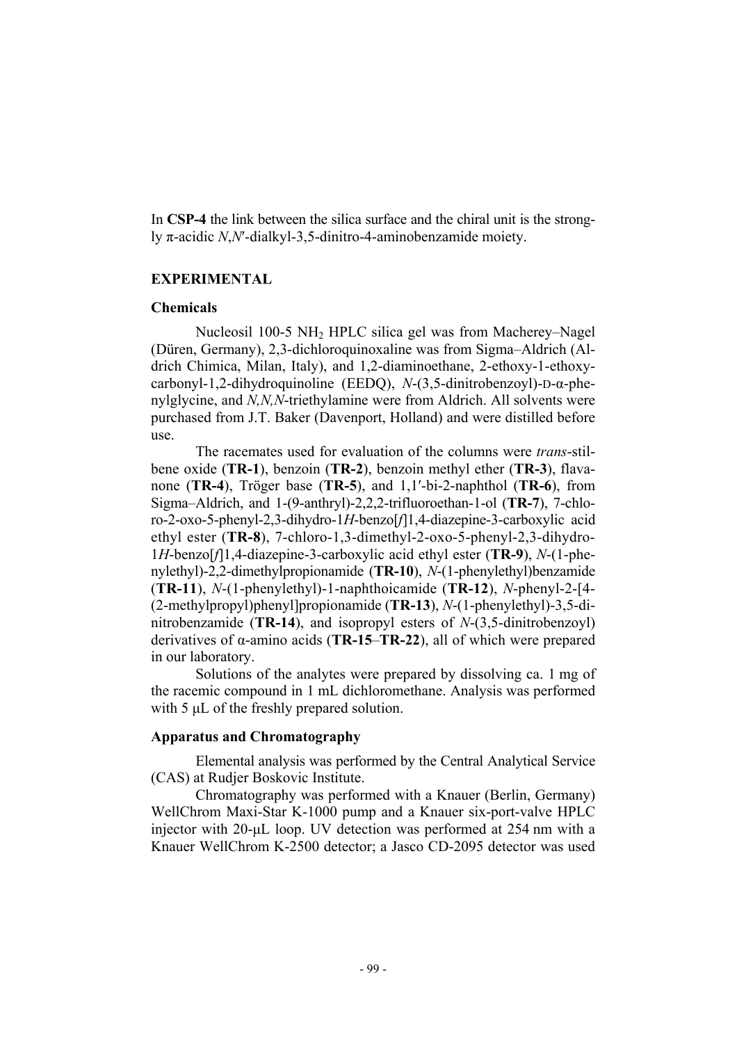In **CSP-4** the link between the silica surface and the chiral unit is the strongly π-acidic *N*,*N*′-dialkyl-3,5-dinitro-4-aminobenzamide moiety.

## EXPERIMENTAL

### Chemicals

Nucleosil 100-5 $NH_2$ HPLC silica gel was from Macherey–Nagel (Düren, Germany), 2,3-dichloroquinoxaline was from Sigma–Aldrich (Aldrich Chimica, Milan, Italy), and 1,2-diaminoethane, 2-ethoxy-1-ethoxycarbonyl-1,2-dihydroquinoline (EEDQ), *N*-(3,5-dinitrobenzoyl)-D-α-phenylglycine, and *N,N,N*-triethylamine were from Aldrich. All solvents were purchased from J.T. Baker (Davenport, Holland) and were distilled before use.

The racemates used for evaluation of the columns were *trans*-stilbene oxide (**TR-1**), benzoin (**TR-2**), benzoin methyl ether (**TR-3**), flavanone (**TR-4**), Tröger base (**TR-5**), and 1,1′-bi-2-naphthol (**TR-6**), from Sigma–Aldrich, and 1-(9-anthryl)-2,2,2-trifluoroethan-1-ol (**TR-7**), 7-chloro-2-oxo-5-phenyl-2,3-dihydro-1*H*-benzo[*f*]1,4-diazepine-3-carboxylic acid ethyl ester (**TR-8**), 7-chloro-1,3-dimethyl-2-oxo-5-phenyl-2,3-dihydro-1*H*-benzo[*f*]1,4-diazepine-3-carboxylic acid ethyl ester (**TR-9**), *N*-(1-phenylethyl)-2,2-dimethylpropionamide (**TR-10**), *N*-(1-phenylethyl)benzamide (**TR-11**), *N*-(1-phenylethyl)-1-naphthoicamide (**TR-12**), *N*-phenyl-2-[4-(2-methylpropyl)phenyl]propionamide (**TR-13**), *N*-(1-phenylethyl)-3,5-dinitrobenzamide (**TR-14**), and isopropyl esters of *N*-(3,5-dinitrobenzoyl) derivatives of α-amino acids (**TR-15**–**TR-22**), all of which were prepared in our laboratory.

Solutions of the analytes were prepared by dissolving ca. 1 mg of the racemic compound in 1 mL dichloromethane. Analysis was performed with 5 μL of the freshly prepared solution.

### Apparatus and Chromatography

Elemental analysis was performed by the Central Analytical Service (CAS) at Rudjer Boskovic Institute.

Chromatography was performed with a Knauer (Berlin, Germany) WellChrom Maxi-Star K-1000 pump and a Knauer six-port-valve HPLC injector with 20-μL loop. UV detection was performed at 254 nm with a Knauer WellChrom K-2500 detector; a Jasco CD-2095 detector was used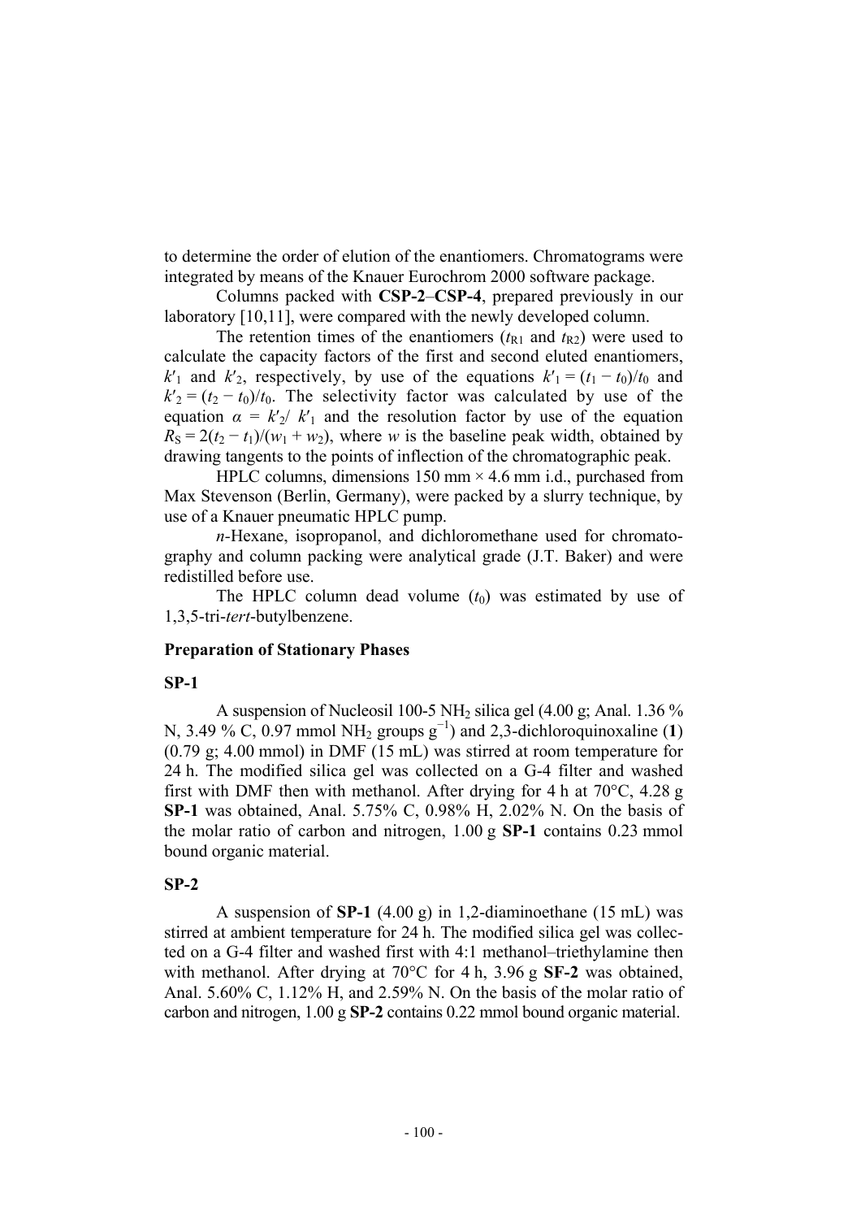to determine the order of elution of the enantiomers. Chromatograms were integrated by means of the Knauer Eurochrom 2000 software package.

Columns packed with **CSP-2**–**CSP-4**, prepared previously in our laboratory [10,11], were compared with the newly developed column.

The retention times of the enantiomers ($t_{R1}$ and $t_{R2}$) were used to calculate the capacity factors of the first and second eluted enantiomers, $k'_1$ and $k'_2$, respectively, by use of the equations $k'_1 = (t_1 - t_0)/t_0$ and $k'_2 = (t_2 - t_0)/t_0$. The selectivity factor was calculated by use of the equation $\alpha = k'_2/ k'_1$ and the resolution factor by use of the equation $R_S = 2(t_2 - t_1)/(w_1 + w_2)$, where $w$ is the baseline peak width, obtained by drawing tangents to the points of inflection of the chromatographic peak.

HPLC columns, dimensions 150 mm × 4.6 mm i.d., purchased from Max Stevenson (Berlin, Germany), were packed by a slurry technique, by use of a Knauer pneumatic HPLC pump.

*n*-Hexane, isopropanol, and dichloromethane used for chromatography and column packing were analytical grade (J.T. Baker) and were redistilled before use.

The HPLC column dead volume ($t_0$) was estimated by use of 1,3,5-tri-*tert*-butylbenzene.

### Preparation of Stationary Phases

#### SP-1

A suspension of Nucleosil 100-5 $NH_2$ silica gel (4.00 g; Anal. 1.36 % N, 3.49 % C, 0.97 mmol $NH_2$ groups $g^{-1}$) and 2,3-dichloroquinoxaline (**1**) (0.79 g; 4.00 mmol) in DMF (15 mL) was stirred at room temperature for 24 h. The modified silica gel was collected on a G-4 filter and washed first with DMF then with methanol. After drying for 4 h at 70°C, 4.28 g **SP-1** was obtained, Anal. 5.75% C, 0.98% H, 2.02% N. On the basis of the molar ratio of carbon and nitrogen, 1.00 g **SP-1** contains 0.23 mmol bound organic material.

#### SP-2

A suspension of **SP-1** (4.00 g) in 1,2-diaminoethane (15 mL) was stirred at ambient temperature for 24 h. The modified silica gel was collected on a G-4 filter and washed first with 4:1 methanol–triethylamine then with methanol. After drying at 70°C for 4 h, 3.96 g **SF-2** was obtained, Anal. 5.60% C, 1.12% H, and 2.59% N. On the basis of the molar ratio of carbon and nitrogen, 1.00 g **SP-2** contains 0.22 mmol bound organic material.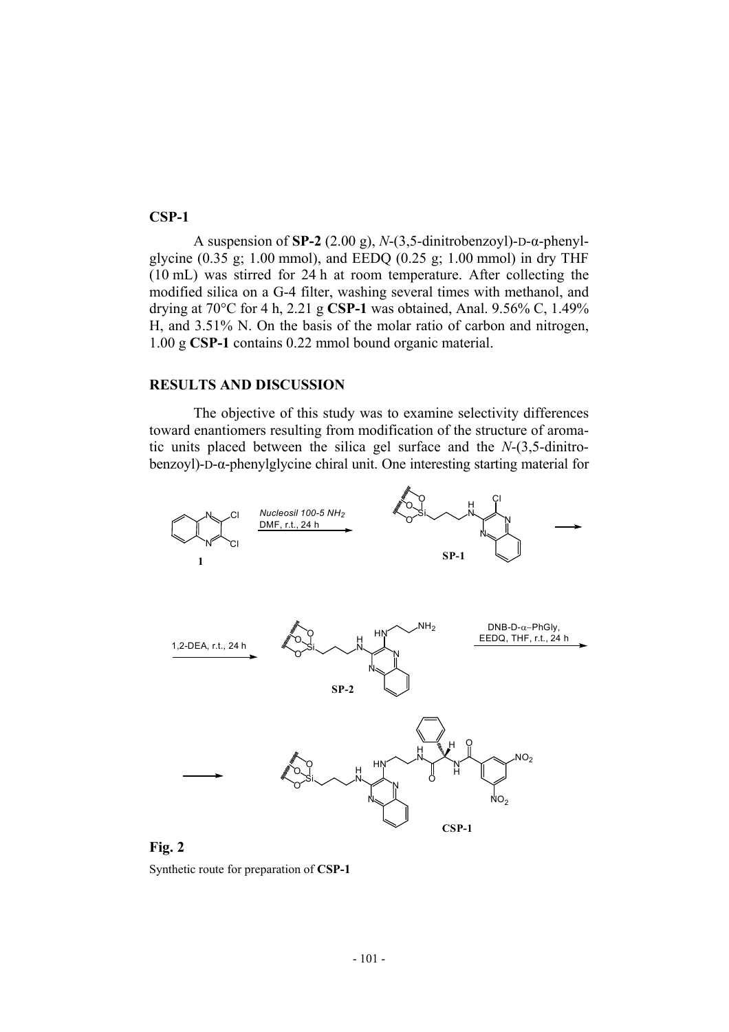### CSP-1

A suspension of **SP-2** (2.00 g), *N*-(3,5-dinitrobenzoyl)-D-α-phenylglycine (0.35 g; 1.00 mmol), and EEDQ (0.25 g; 1.00 mmol) in dry THF (10 mL) was stirred for 24 h at room temperature. After collecting the modified silica on a G-4 filter, washing several times with methanol, and drying at 70°C for 4 h, 2.21 g **CSP-1** was obtained, Anal. 9.56% C, 1.49% H, and 3.51% N. On the basis of the molar ratio of carbon and nitrogen, 1.00 g **CSP-1** contains 0.22 mmol bound organic material.

## RESULTS AND DISCUSSION

The objective of this study was to examine selectivity differences toward enantiomers resulting from modification of the structure of aromatic units placed between the silica gel surface and the *N*-(3,5-dinitrobenzoyl)-D-α-phenylglycine chiral unit. One interesting starting material for

**Fig. 2**

Synthetic route for preparation of **CSP-1**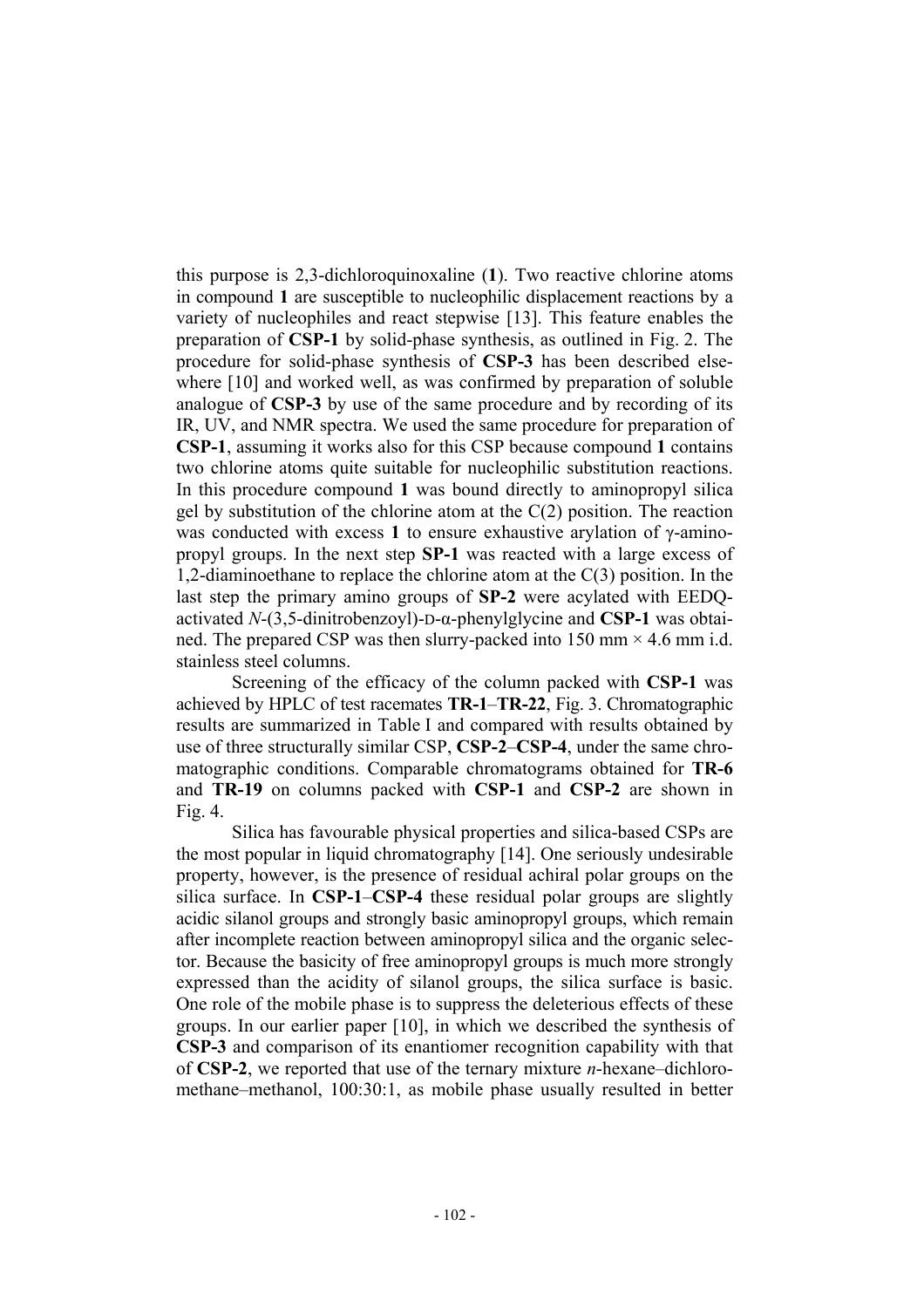this purpose is 2,3-dichloroquinoxaline (**1**). Two reactive chlorine atoms in compound **1** are susceptible to nucleophilic displacement reactions by a variety of nucleophiles and react stepwise [13]. This feature enables the preparation of **CSP-1** by solid-phase synthesis, as outlined in Fig. 2. The procedure for solid-phase synthesis of **CSP-3** has been described elsewhere [10] and worked well, as was confirmed by preparation of soluble analogue of **CSP-3** by use of the same procedure and by recording of its IR, UV, and NMR spectra. We used the same procedure for preparation of **CSP-1**, assuming it works also for this CSP because compound **1** contains two chlorine atoms quite suitable for nucleophilic substitution reactions. In this procedure compound **1** was bound directly to aminopropyl silica gel by substitution of the chlorine atom at the C(2) position. The reaction was conducted with excess **1** to ensure exhaustive arylation of γ-aminopropyl groups. In the next step **SP-1** was reacted with a large excess of 1,2-diaminoethane to replace the chlorine atom at the C(3) position. In the last step the primary amino groups of **SP-2** were acylated with EEDQ-activated *N*-(3,5-dinitrobenzoyl)-D-α-phenylglycine and **CSP-1** was obtained. The prepared CSP was then slurry-packed into 150 mm × 4.6 mm i.d. stainless steel columns.

Screening of the efficacy of the column packed with **CSP-1** was achieved by HPLC of test racemates **TR-1**–**TR-22**, Fig. 3. Chromatographic results are summarized in Table I and compared with results obtained by use of three structurally similar CSP, **CSP-2**–**CSP-4**, under the same chromatographic conditions. Comparable chromatograms obtained for **TR-6** and **TR-19** on columns packed with **CSP-1** and **CSP-2** are shown in Fig. 4.

Silica has favourable physical properties and silica-based CSPs are the most popular in liquid chromatography [14]. One seriously undesirable property, however, is the presence of residual achiral polar groups on the silica surface. In **CSP-1**–**CSP-4** these residual polar groups are slightly acidic silanol groups and strongly basic aminopropyl groups, which remain after incomplete reaction between aminopropyl silica and the organic selector. Because the basicity of free aminopropyl groups is much more strongly expressed than the acidity of silanol groups, the silica surface is basic. One role of the mobile phase is to suppress the deleterious effects of these groups. In our earlier paper [10], in which we described the synthesis of **CSP-3** and comparison of its enantiomer recognition capability with that of **CSP-2**, we reported that use of the ternary mixture *n*-hexane–dichloromethane–methanol, 100:30:1, as mobile phase usually resulted in better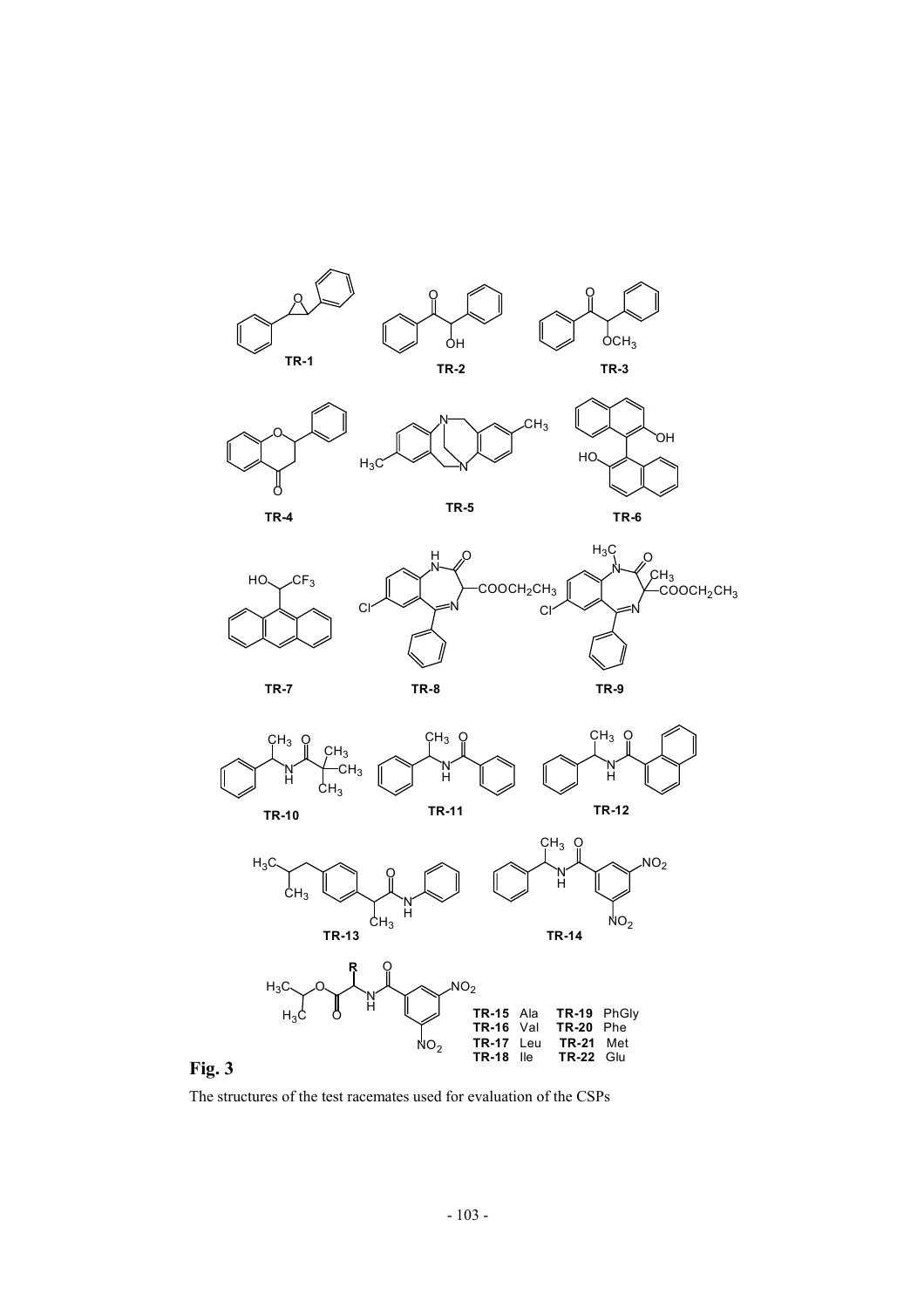**Fig. 3**

The structures of the test racemates used for evaluation of the CSPs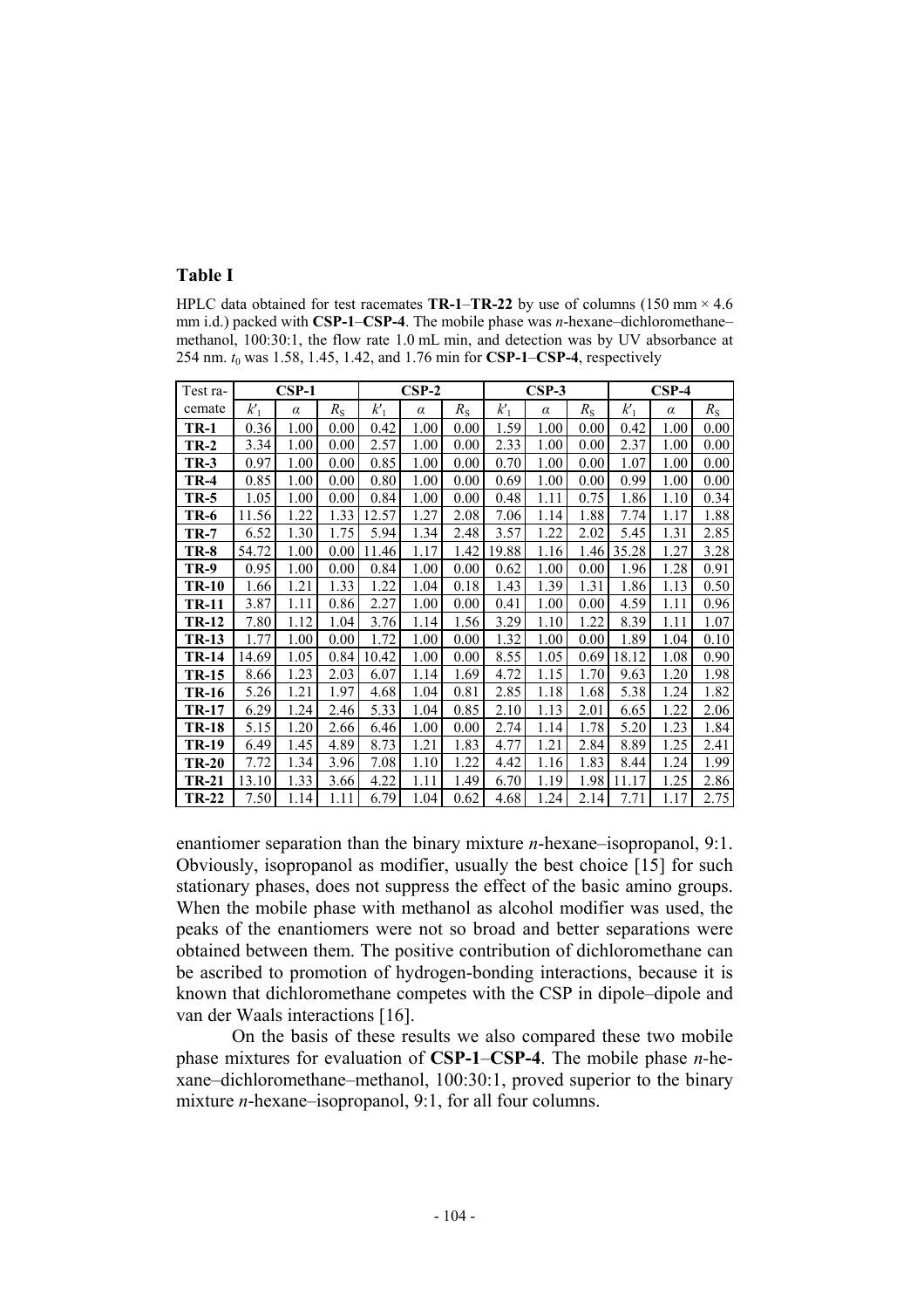**Table I**

HPLC data obtained for test racemates **TR-1**–**TR-22** by use of columns (150 mm × 4.6 mm i.d.) packed with **CSP-1**–**CSP-4**. The mobile phase was *n*-hexane–dichloromethane–methanol, 100:30:1, the flow rate 1.0 mL min, and detection was by UV absorbance at 254 nm. $t_0$ was 1.58, 1.45, 1.42, and 1.76 min for **CSP-1**–**CSP-4**, respectively

| Test racemate | CSP-1 | | | CSP-2 | | | CSP-3 | | | CSP-4 | | |
|---|---|---|---|---|---|---|---|---|---|---|---|---|
| | $k'_1$ | $\alpha$ | $R_S$ | $k'_1$ | $\alpha$ | $R_S$ | $k'_1$ | $\alpha$ | $R_S$ | $k'_1$ | $\alpha$ | $R_S$ |
| **TR-1** | 0.36 | 1.00 | 0.00 | 0.42 | 1.00 | 0.00 | 1.59 | 1.00 | 0.00 | 0.42 | 1.00 | 0.00 |
| **TR-2** | 3.34 | 1.00 | 0.00 | 2.57 | 1.00 | 0.00 | 2.33 | 1.00 | 0.00 | 2.37 | 1.00 | 0.00 |
| **TR-3** | 0.97 | 1.00 | 0.00 | 0.85 | 1.00 | 0.00 | 0.70 | 1.00 | 0.00 | 1.07 | 1.00 | 0.00 |
| **TR-4** | 0.85 | 1.00 | 0.00 | 0.80 | 1.00 | 0.00 | 0.69 | 1.00 | 0.00 | 0.99 | 1.00 | 0.00 |
| **TR-5** | 1.05 | 1.00 | 0.00 | 0.84 | 1.00 | 0.00 | 0.48 | 1.11 | 0.75 | 1.86 | 1.10 | 0.34 |
| **TR-6** | 11.56 | 1.22 | 1.33 | 12.57 | 1.27 | 2.08 | 7.06 | 1.14 | 1.88 | 7.74 | 1.17 | 1.88 |
| **TR-7** | 6.52 | 1.30 | 1.75 | 5.94 | 1.34 | 2.48 | 3.57 | 1.22 | 2.02 | 5.45 | 1.31 | 2.85 |
| **TR-8** | 54.72 | 1.00 | 0.00 | 11.46 | 1.17 | 1.42 | 19.88 | 1.16 | 1.46 | 35.28 | 1.27 | 3.28 |
| **TR-9** | 0.95 | 1.00 | 0.00 | 0.84 | 1.00 | 0.00 | 0.62 | 1.00 | 0.00 | 1.96 | 1.28 | 0.91 |
| **TR-10** | 1.66 | 1.21 | 1.33 | 1.22 | 1.04 | 0.18 | 1.43 | 1.39 | 1.31 | 1.86 | 1.13 | 0.50 |
| **TR-11** | 3.87 | 1.11 | 0.86 | 2.27 | 1.00 | 0.00 | 0.41 | 1.00 | 0.00 | 4.59 | 1.11 | 0.96 |
| **TR-12** | 7.80 | 1.12 | 1.04 | 3.76 | 1.14 | 1.56 | 3.29 | 1.10 | 1.22 | 8.39 | 1.11 | 1.07 |
| **TR-13** | 1.77 | 1.00 | 0.00 | 1.72 | 1.00 | 0.00 | 1.32 | 1.00 | 0.00 | 1.89 | 1.04 | 0.10 |
| **TR-14** | 14.69 | 1.05 | 0.84 | 10.42 | 1.00 | 0.00 | 8.55 | 1.05 | 0.69 | 18.12 | 1.08 | 0.90 |
| **TR-15** | 8.66 | 1.23 | 2.03 | 6.07 | 1.14 | 1.69 | 4.72 | 1.15 | 1.70 | 9.63 | 1.20 | 1.98 |
| **TR-16** | 5.26 | 1.21 | 1.97 | 4.68 | 1.04 | 0.81 | 2.85 | 1.18 | 1.68 | 5.38 | 1.24 | 1.82 |
| **TR-17** | 6.29 | 1.24 | 2.46 | 5.33 | 1.04 | 0.85 | 2.10 | 1.13 | 2.01 | 6.65 | 1.22 | 2.06 |
| **TR-18** | 5.15 | 1.20 | 2.66 | 6.46 | 1.00 | 0.00 | 2.74 | 1.14 | 1.78 | 5.20 | 1.23 | 1.84 |
| **TR-19** | 6.49 | 1.45 | 4.89 | 8.73 | 1.21 | 1.83 | 4.77 | 1.21 | 2.84 | 8.89 | 1.25 | 2.41 |
| **TR-20** | 7.72 | 1.34 | 3.96 | 7.08 | 1.10 | 1.22 | 4.42 | 1.16 | 1.83 | 8.44 | 1.24 | 1.99 |
| **TR-21** | 13.10 | 1.33 | 3.66 | 4.22 | 1.11 | 1.49 | 6.70 | 1.19 | 1.98 | 11.17 | 1.25 | 2.86 |
| **TR-22** | 7.50 | 1.14 | 1.11 | 6.79 | 1.04 | 0.62 | 4.68 | 1.24 | 2.14 | 7.71 | 1.17 | 2.75 |

enantiomer separation than the binary mixture *n*-hexane–isopropanol, 9:1. Obviously, isopropanol as modifier, usually the best choice [15] for such stationary phases, does not suppress the effect of the basic amino groups. When the mobile phase with methanol as alcohol modifier was used, the peaks of the enantiomers were not so broad and better separations were obtained between them. The positive contribution of dichloromethane can be ascribed to promotion of hydrogen-bonding interactions, because it is known that dichloromethane competes with the CSP in dipole–dipole and van der Waals interactions [16].

On the basis of these results we also compared these two mobile phase mixtures for evaluation of **CSP-1**–**CSP-4**. The mobile phase *n*-hexane–dichloromethane–methanol, 100:30:1, proved superior to the binary mixture *n*-hexane–isopropanol, 9:1, for all four columns.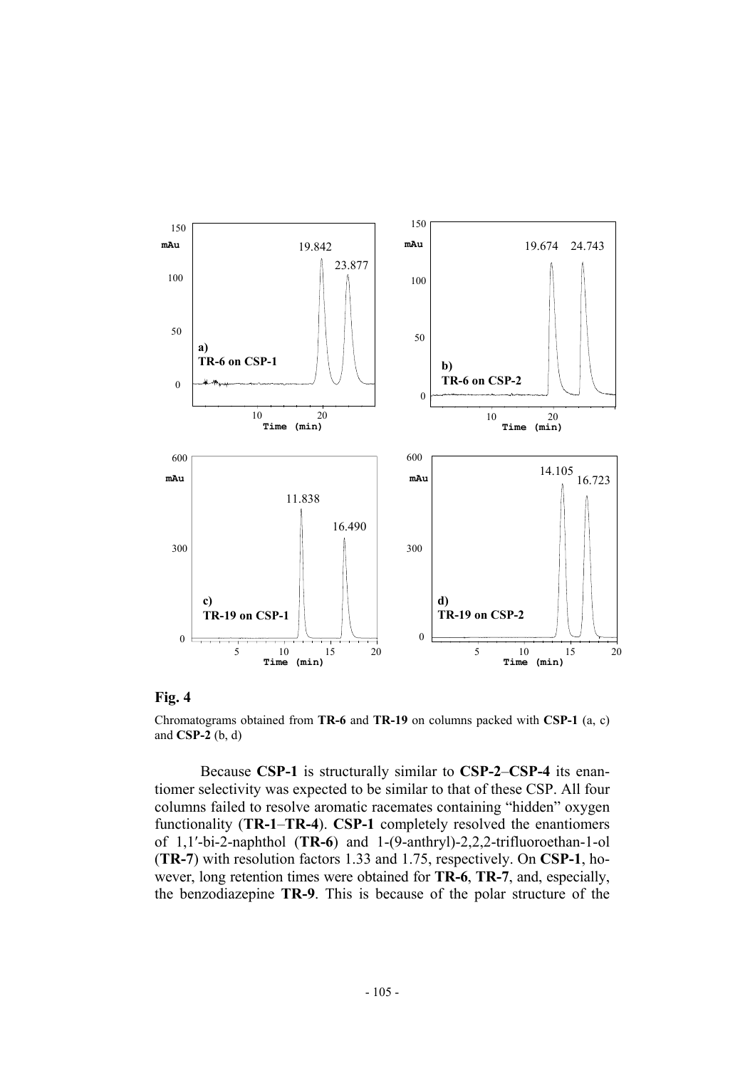**Fig. 4**

Chromatograms obtained from **TR-6** and **TR-19** on columns packed with **CSP-1** (a, c) and **CSP-2** (b, d)

Because **CSP-1** is structurally similar to **CSP-2**–**CSP-4** its enantiomer selectivity was expected to be similar to that of these CSP. All four columns failed to resolve aromatic racemates containing "hidden" oxygen functionality (**TR-1**–**TR-4**). **CSP-1** completely resolved the enantiomers of 1,1′-bi-2-naphthol (**TR-6**) and 1-(9-anthryl)-2,2,2-trifluoroethan-1-ol (**TR-7**) with resolution factors 1.33 and 1.75, respectively. On **CSP-1**, however, long retention times were obtained for **TR-6**, **TR-7**, and, especially, the benzodiazepine **TR-9**. This is because of the polar structure of the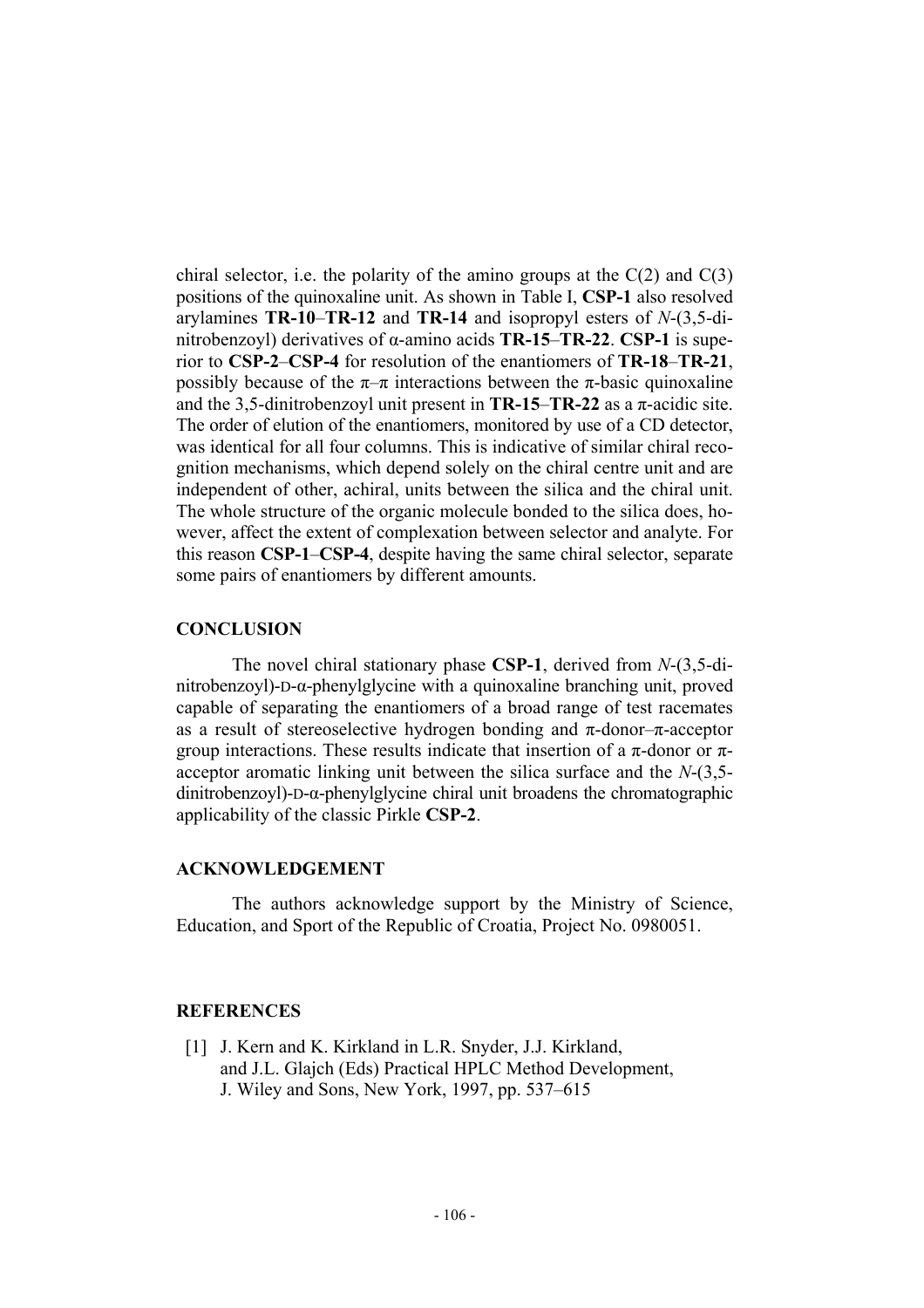chiral selector, i.e. the polarity of the amino groups at the C(2) and C(3) positions of the quinoxaline unit. As shown in Table I, **CSP-1** also resolved arylamines **TR-10**–**TR-12** and **TR-14** and isopropyl esters of *N*-(3,5-dinitrobenzoyl) derivatives of α-amino acids **TR-15**–**TR-22**. **CSP-1** is superior to **CSP-2**–**CSP-4** for resolution of the enantiomers of **TR-18**–**TR-21**, possibly because of the π–π interactions between the π-basic quinoxaline and the 3,5-dinitrobenzoyl unit present in **TR-15**–**TR-22** as a π-acidic site. The order of elution of the enantiomers, monitored by use of a CD detector, was identical for all four columns. This is indicative of similar chiral recognition mechanisms, which depend solely on the chiral centre unit and are independent of other, achiral, units between the silica and the chiral unit. The whole structure of the organic molecule bonded to the silica does, however, affect the extent of complexation between selector and analyte. For this reason **CSP-1**–**CSP-4**, despite having the same chiral selector, separate some pairs of enantiomers by different amounts.

## CONCLUSION

The novel chiral stationary phase **CSP-1**, derived from *N*-(3,5-dinitrobenzoyl)-D-α-phenylglycine with a quinoxaline branching unit, proved capable of separating the enantiomers of a broad range of test racemates as a result of stereoselective hydrogen bonding and π-donor–π-acceptor group interactions. These results indicate that insertion of a π-donor or π-acceptor aromatic linking unit between the silica surface and the *N*-(3,5-dinitrobenzoyl)-D-α-phenylglycine chiral unit broadens the chromatographic applicability of the classic Pirkle **CSP-2**.

## ACKNOWLEDGEMENT

The authors acknowledge support by the Ministry of Science, Education, and Sport of the Republic of Croatia, Project No. 0980051.

## REFERENCES

[1] J. Kern and K. Kirkland in L.R. Snyder, J.J. Kirkland, and J.L. Glajch (Eds) Practical HPLC Method Development, J. Wiley and Sons, New York, 1997, pp. 537–615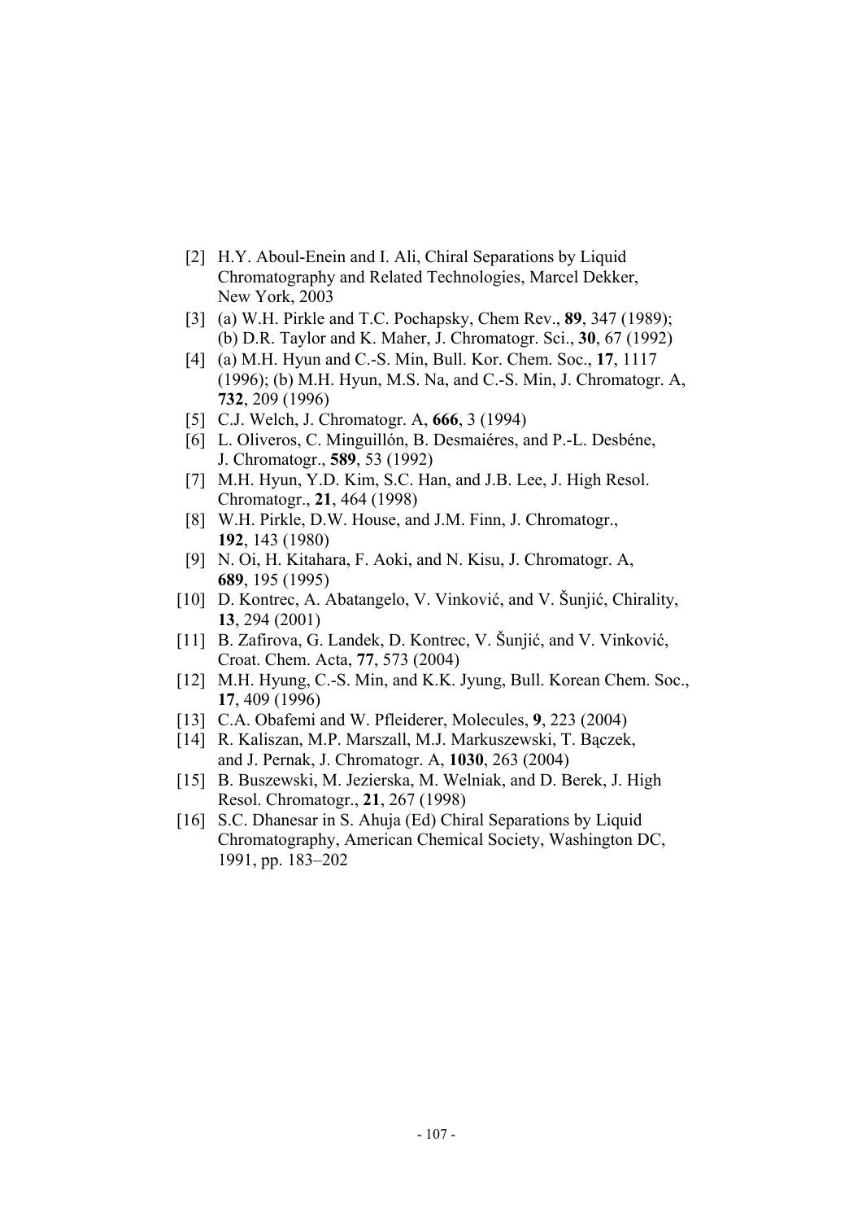[2] H.Y. Aboul-Enein and I. Ali, Chiral Separations by Liquid Chromatography and Related Technologies, Marcel Dekker, New York, 2003

[3] (a) W.H. Pirkle and T.C. Pochapsky, Chem Rev., **89**, 347 (1989); (b) D.R. Taylor and K. Maher, J. Chromatogr. Sci., **30**, 67 (1992)

[4] (a) M.H. Hyun and C.-S. Min, Bull. Kor. Chem. Soc., **17**, 1117 (1996); (b) M.H. Hyun, M.S. Na, and C.-S. Min, J. Chromatogr. A, **732**, 209 (1996)

[5] C.J. Welch, J. Chromatogr. A, **666**, 3 (1994)

[6] L. Oliveros, C. Minguillón, B. Desmaiéres, and P.-L. Desbéne, J. Chromatogr., **589**, 53 (1992)

[7] M.H. Hyun, Y.D. Kim, S.C. Han, and J.B. Lee, J. High Resol. Chromatogr., **21**, 464 (1998)

[8] W.H. Pirkle, D.W. House, and J.M. Finn, J. Chromatogr., **192**, 143 (1980)

[9] N. Oi, H. Kitahara, F. Aoki, and N. Kisu, J. Chromatogr. A, **689**, 195 (1995)

[10] D. Kontrec, A. Abatangelo, V. Vinković, and V. Šunjić, Chirality, **13**, 294 (2001)

[11] B. Zafirova, G. Landek, D. Kontrec, V. Šunjić, and V. Vinković, Croat. Chem. Acta, **77**, 573 (2004)

[12] M.H. Hyung, C.-S. Min, and K.K. Jyung, Bull. Korean Chem. Soc., **17**, 409 (1996)

[13] C.A. Obafemi and W. Pfleiderer, Molecules, **9**, 223 (2004)

[14] R. Kaliszan, M.P. Marszall, M.J. Markuszewski, T. Bączek, and J. Pernak, J. Chromatogr. A, **1030**, 263 (2004)

[15] B. Buszewski, M. Jezierska, M. Welniak, and D. Berek, J. High Resol. Chromatogr., **21**, 267 (1998)

[16] S.C. Dhanesar in S. Ahuja (Ed) Chiral Separations by Liquid Chromatography, American Chemical Society, Washington DC, 1991, pp. 183–202